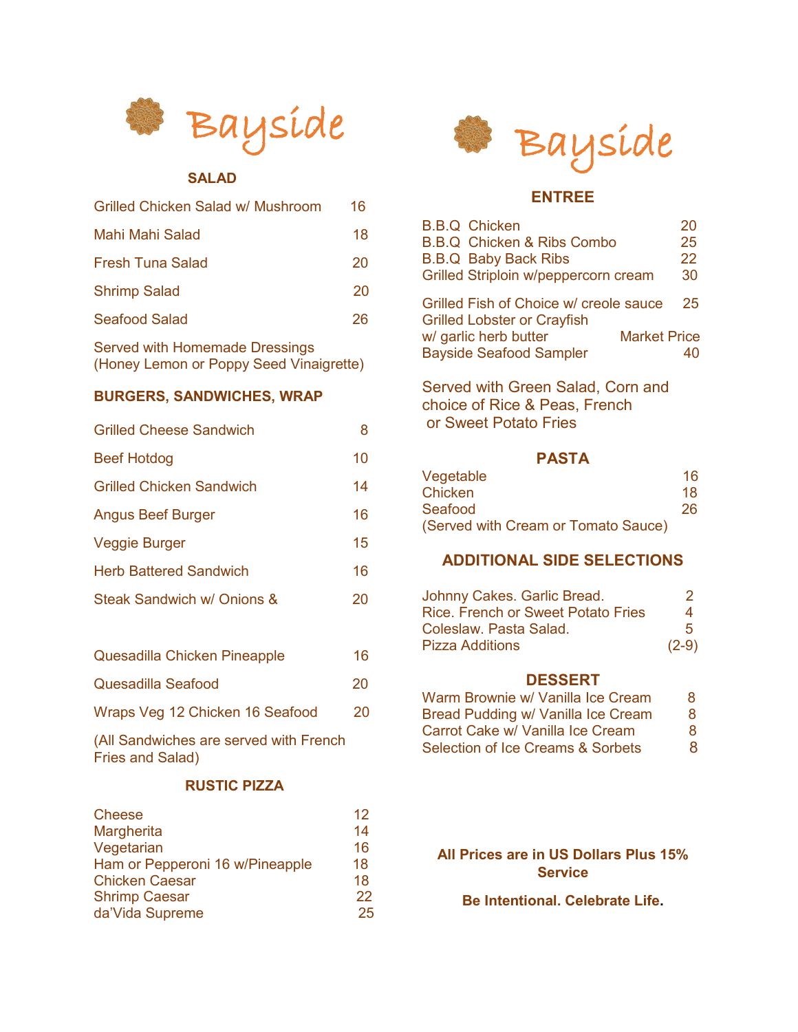# Bayside

## SALAD

| Item | Price |
|---|---|
| Grilled Chicken Salad w/ Mushroom | 16 |
| Mahi Mahi Salad | 18 |
| Fresh Tuna Salad | 20 |
| Shrimp Salad | 20 |
| Seafood Salad | 26 |

Served with Homemade Dressings
(Honey Lemon or Poppy Seed Vinaigrette)

## BURGERS, SANDWICHES, WRAP

| Item | Price |
|---|---|
| Grilled Cheese Sandwich | 8 |
| Beef Hotdog | 10 |
| Grilled Chicken Sandwich | 14 |
| Angus Beef Burger | 16 |
| Veggie Burger | 15 |
| Herb Battered Sandwich | 16 |
| Steak Sandwich w/ Onions & | 20 |
| Quesadilla Chicken Pineapple | 16 |
| Quesadilla Seafood | 20 |
| Wraps Veg 12 Chicken 16 Seafood | 20 |

(All Sandwiches are served with French Fries and Salad)

## RUSTIC PIZZA

| Item | Price |
|---|---|
| Cheese | 12 |
| Margherita | 14 |
| Vegetarian | 16 |
| Ham or Pepperoni 16 w/Pineapple | 18 |
| Chicken Caesar | 18 |
| Shrimp Caesar | 22 |
| da'Vida Supreme | 25 |

# Bayside

## ENTREE

| Item | Price |
|---|---|
| B.B.Q Chicken | 20 |
| B.B.Q Chicken & Ribs Combo | 25 |
| B.B.Q Baby Back Ribs | 22 |
| Grilled Striploin w/peppercorn cream | 30 |
| Grilled Fish of Choice w/ creole sauce | 25 |
| Grilled Lobster or Crayfish w/ garlic herb butter | Market Price |
| Bayside Seafood Sampler | 40 |

Served with Green Salad, Corn and choice of Rice & Peas, French or Sweet Potato Fries

## PASTA

| Item | Price |
|---|---|
| Vegetable | 16 |
| Chicken | 18 |
| Seafood | 26 |

(Served with Cream or Tomato Sauce)

## ADDITIONAL SIDE SELECTIONS

| Item | Price |
|---|---|
| Johnny Cakes. Garlic Bread. | 2 |
| Rice. French or Sweet Potato Fries | 4 |
| Coleslaw. Pasta Salad. | 5 |
| Pizza Additions | (2-9) |

## DESSERT

| Item | Price |
|---|---|
| Warm Brownie w/ Vanilla Ice Cream | 8 |
| Bread Pudding w/ Vanilla Ice Cream | 8 |
| Carrot Cake w/ Vanilla Ice Cream | 8 |
| Selection of Ice Creams & Sorbets | 8 |

**All Prices are in US Dollars Plus 15% Service**

**Be Intentional. Celebrate Life.**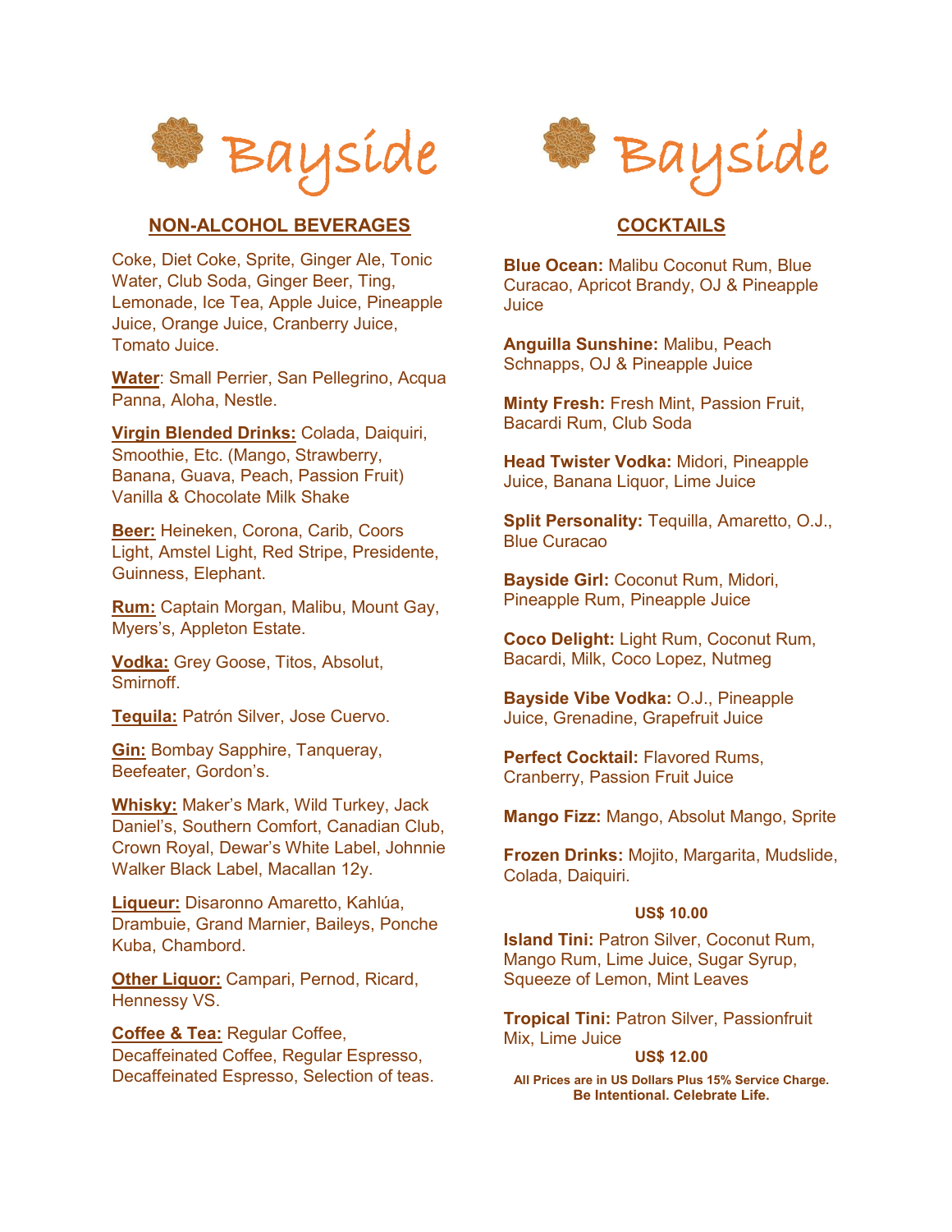# Bayside

## NON-ALCOHOL BEVERAGES

Coke, Diet Coke, Sprite, Ginger Ale, Tonic Water, Club Soda, Ginger Beer, Ting, Lemonade, Ice Tea, Apple Juice, Pineapple Juice, Orange Juice, Cranberry Juice, Tomato Juice.

**Water**: Small Perrier, San Pellegrino, Acqua Panna, Aloha, Nestle.

**Virgin Blended Drinks:** Colada, Daiquiri, Smoothie, Etc. (Mango, Strawberry, Banana, Guava, Peach, Passion Fruit) Vanilla & Chocolate Milk Shake

**Beer:** Heineken, Corona, Carib, Coors Light, Amstel Light, Red Stripe, Presidente, Guinness, Elephant.

**Rum:** Captain Morgan, Malibu, Mount Gay, Myers's, Appleton Estate.

**Vodka:** Grey Goose, Titos, Absolut, Smirnoff.

**Tequila:** Patrón Silver, Jose Cuervo.

**Gin:** Bombay Sapphire, Tanqueray, Beefeater, Gordon's.

**Whisky:** Maker's Mark, Wild Turkey, Jack Daniel's, Southern Comfort, Canadian Club, Crown Royal, Dewar's White Label, Johnnie Walker Black Label, Macallan 12y.

**Liqueur:** Disaronno Amaretto, Kahlúa, Drambuie, Grand Marnier, Baileys, Ponche Kuba, Chambord.

**Other Liquor:** Campari, Pernod, Ricard, Hennessy VS.

**Coffee & Tea:** Regular Coffee, Decaffeinated Coffee, Regular Espresso, Decaffeinated Espresso, Selection of teas.

# Bayside

## COCKTAILS

**Blue Ocean:** Malibu Coconut Rum, Blue Curacao, Apricot Brandy, OJ & Pineapple Juice

**Anguilla Sunshine:** Malibu, Peach Schnapps, OJ & Pineapple Juice

**Minty Fresh:** Fresh Mint, Passion Fruit, Bacardi Rum, Club Soda

**Head Twister Vodka:** Midori, Pineapple Juice, Banana Liquor, Lime Juice

**Split Personality:** Tequilla, Amaretto, O.J., Blue Curacao

**Bayside Girl:** Coconut Rum, Midori, Pineapple Rum, Pineapple Juice

**Coco Delight:** Light Rum, Coconut Rum, Bacardi, Milk, Coco Lopez, Nutmeg

**Bayside Vibe Vodka:** O.J., Pineapple Juice, Grenadine, Grapefruit Juice

**Perfect Cocktail:** Flavored Rums, Cranberry, Passion Fruit Juice

**Mango Fizz:** Mango, Absolut Mango, Sprite

**Frozen Drinks:** Mojito, Margarita, Mudslide, Colada, Daiquiri.

**US$ 10.00**

**Island Tini:** Patron Silver, Coconut Rum, Mango Rum, Lime Juice, Sugar Syrup, Squeeze of Lemon, Mint Leaves

**Tropical Tini:** Patron Silver, Passionfruit Mix, Lime Juice

**US$ 12.00**

**All Prices are in US Dollars Plus 15% Service Charge.**
**Be Intentional. Celebrate Life.**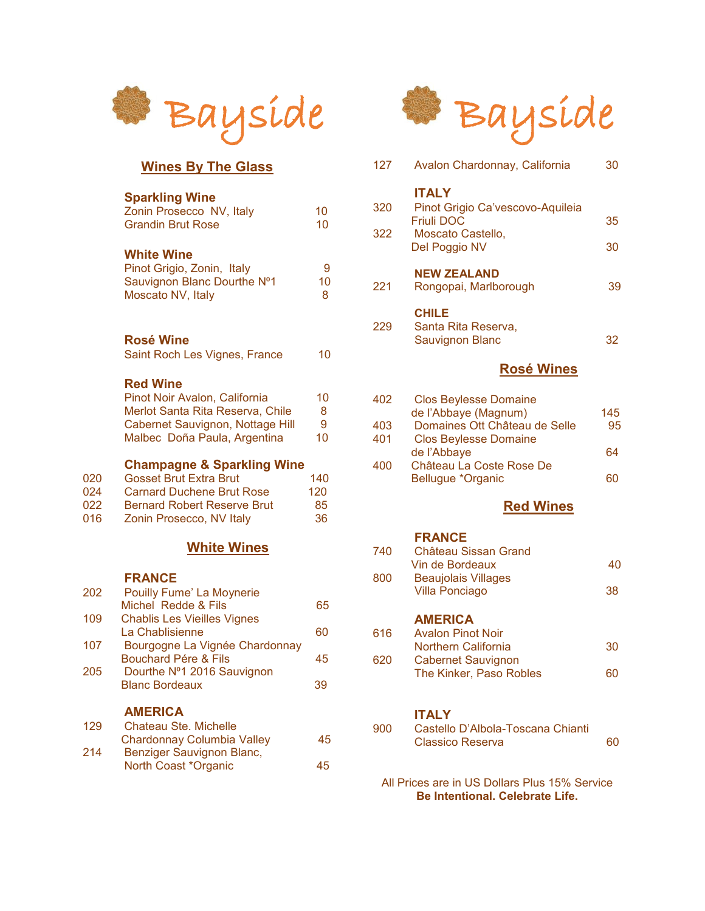# Bayside

## Wines By The Glass

### Sparkling Wine

| | |
|---|---|
| Zonin Prosecco NV, Italy | 10 |
| Grandin Brut Rose | 10 |

### White Wine

| | |
|---|---|
| Pinot Grigio, Zonin, Italy | 9 |
| Sauvignon Blanc Dourthe Nº1 | 10 |
| Moscato NV, Italy | 8 |

### Rosé Wine

| | |
|---|---|
| Saint Roch Les Vignes, France | 10 |

### Red Wine

| | |
|---|---|
| Pinot Noir Avalon, California | 10 |
| Merlot Santa Rita Reserva, Chile | 8 |
| Cabernet Sauvignon, Nottage Hill | 9 |
| Malbec Doña Paula, Argentina | 10 |

### Champagne & Sparkling Wine

| | | |
|---|---|---|
| 020 | Gosset Brut Extra Brut | 140 |
| 024 | Carnard Duchene Brut Rose | 120 |
| 022 | Bernard Robert Reserve Brut | 85 |
| 016 | Zonin Prosecco, NV Italy | 36 |

## White Wines

### FRANCE

| | | |
|---|---|---|
| 202 | Pouilly Fume' La Moynerie Michel Redde & Fils | 65 |
| 109 | Chablis Les Vieilles Vignes La Chablisienne | 60 |
| 107 | Bourgogne La Vignée Chardonnay Bouchard Pére & Fils | 45 |
| 205 | Dourthe Nº1 2016 Sauvignon Blanc Bordeaux | 39 |

### AMERICA

| | | |
|---|---|---|
| 129 | Chateau Ste. Michelle Chardonnay Columbia Valley | 45 |
| 214 | Benziger Sauvignon Blanc, North Coast *Organic | 45 |
| 127 | Avalon Chardonnay, California | 30 |

### ITALY

| | | |
|---|---|---|
| 320 | Pinot Grigio Ca'vescovo-Aquileia Friuli DOC | 35 |
| 322 | Moscato Castello, Del Poggio NV | 30 |

### NEW ZEALAND

| | | |
|---|---|---|
| 221 | Rongopai, Marlborough | 39 |

### CHILE

| | | |
|---|---|---|
| 229 | Santa Rita Reserva, Sauvignon Blanc | 32 |

## Rosé Wines

| | | |
|---|---|---|
| 402 | Clos Beylesse Domaine de l'Abbaye (Magnum) | 145 |
| 403 | Domaines Ott Château de Selle | 95 |
| 401 | Clos Beylesse Domaine de l'Abbaye | 64 |
| 400 | Château La Coste Rose De Bellugue *Organic | 60 |

## Red Wines

### FRANCE

| | | |
|---|---|---|
| 740 | Château Sissan Grand Vin de Bordeaux | 40 |
| 800 | Beaujolais Villages Villa Ponciago | 38 |

### AMERICA

| | | |
|---|---|---|
| 616 | Avalon Pinot Noir Northern California | 30 |
| 620 | Cabernet Sauvignon The Kinker, Paso Robles | 60 |

### ITALY

| | | |
|---|---|---|
| 900 | Castello D'Albola-Toscana Chianti Classico Reserva | 60 |

All Prices are in US Dollars Plus 15% Service

**Be Intentional. Celebrate Life.**